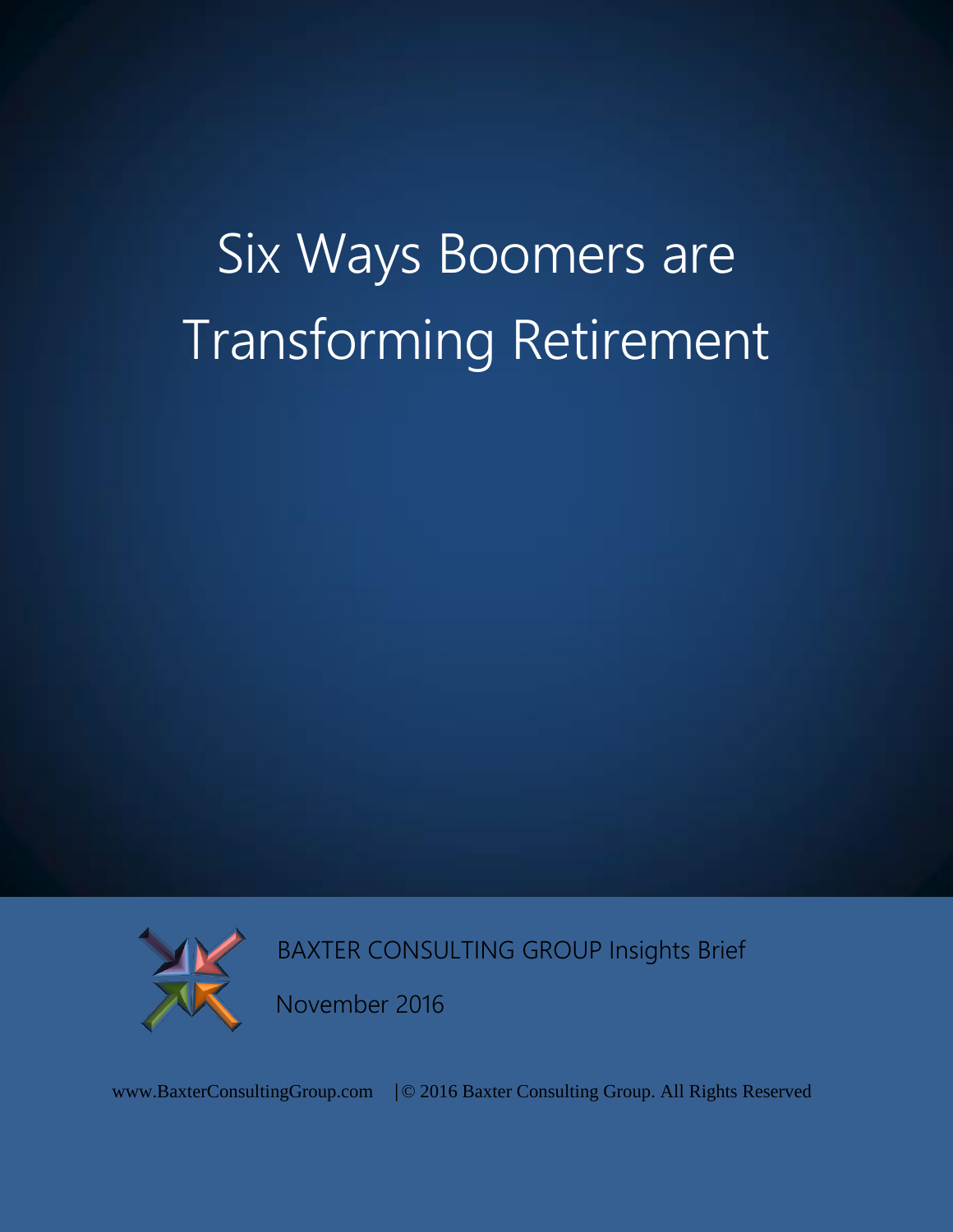# Six Ways Boomers are Transforming Retirement

BAXTER CONSULTING GROUP Insights Brief

November 2016

www.BaxterConsultingGroup.com | © 2016 Baxter Consulting Group. All Rights Reserved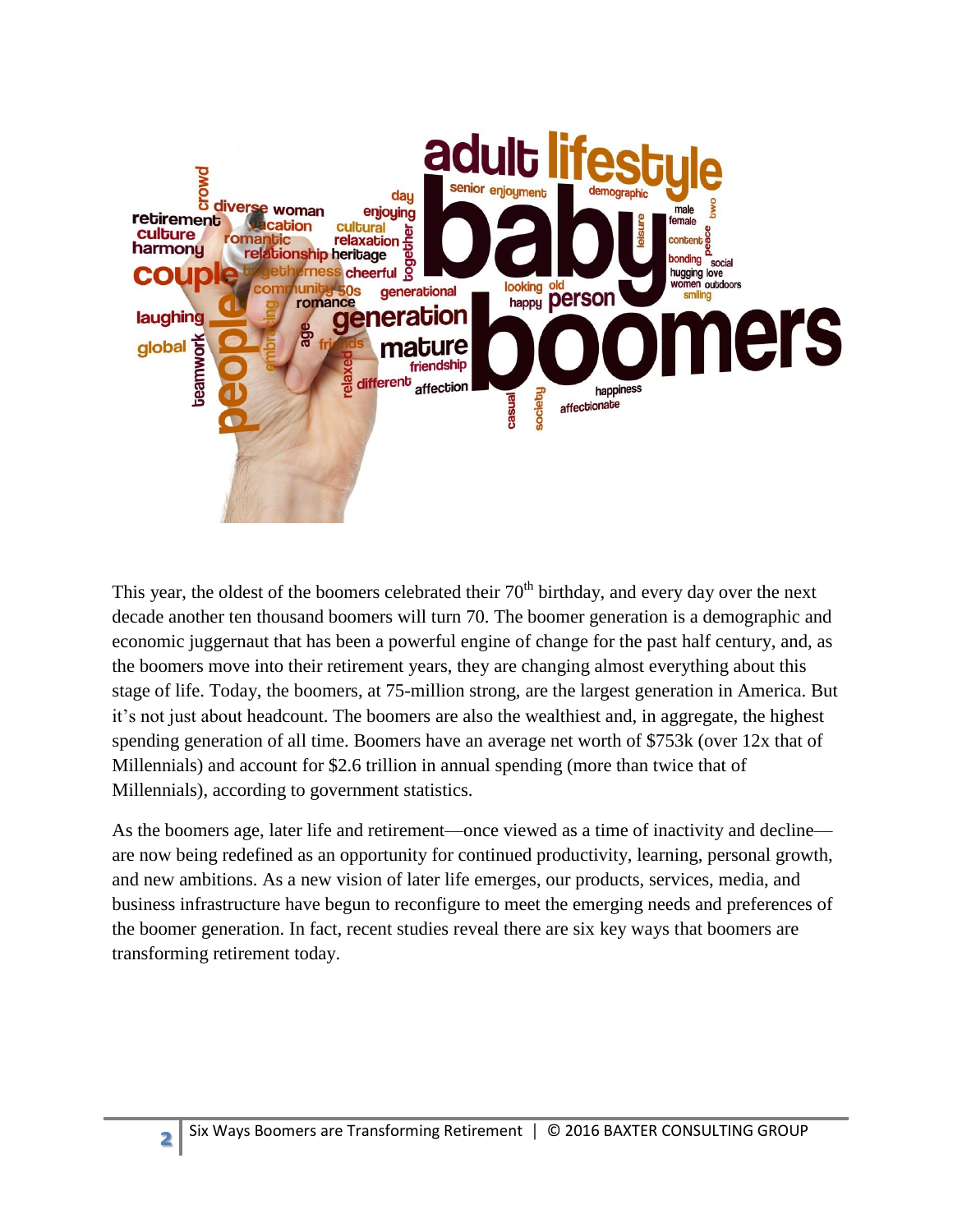This year, the oldest of the boomers celebrated their 70th birthday, and every day over the next decade another ten thousand boomers will turn 70. The boomer generation is a demographic and economic juggernaut that has been a powerful engine of change for the past half century, and, as the boomers move into their retirement years, they are changing almost everything about this stage of life. Today, the boomers, at 75-million strong, are the largest generation in America. But it's not just about headcount. The boomers are also the wealthiest and, in aggregate, the highest spending generation of all time. Boomers have an average net worth of $753k (over 12x that of Millennials) and account for $2.6 trillion in annual spending (more than twice that of Millennials), according to government statistics.

As the boomers age, later life and retirement—once viewed as a time of inactivity and decline—are now being redefined as an opportunity for continued productivity, learning, personal growth, and new ambitions. As a new vision of later life emerges, our products, services, media, and business infrastructure have begun to reconfigure to meet the emerging needs and preferences of the boomer generation. In fact, recent studies reveal there are six key ways that boomers are transforming retirement today.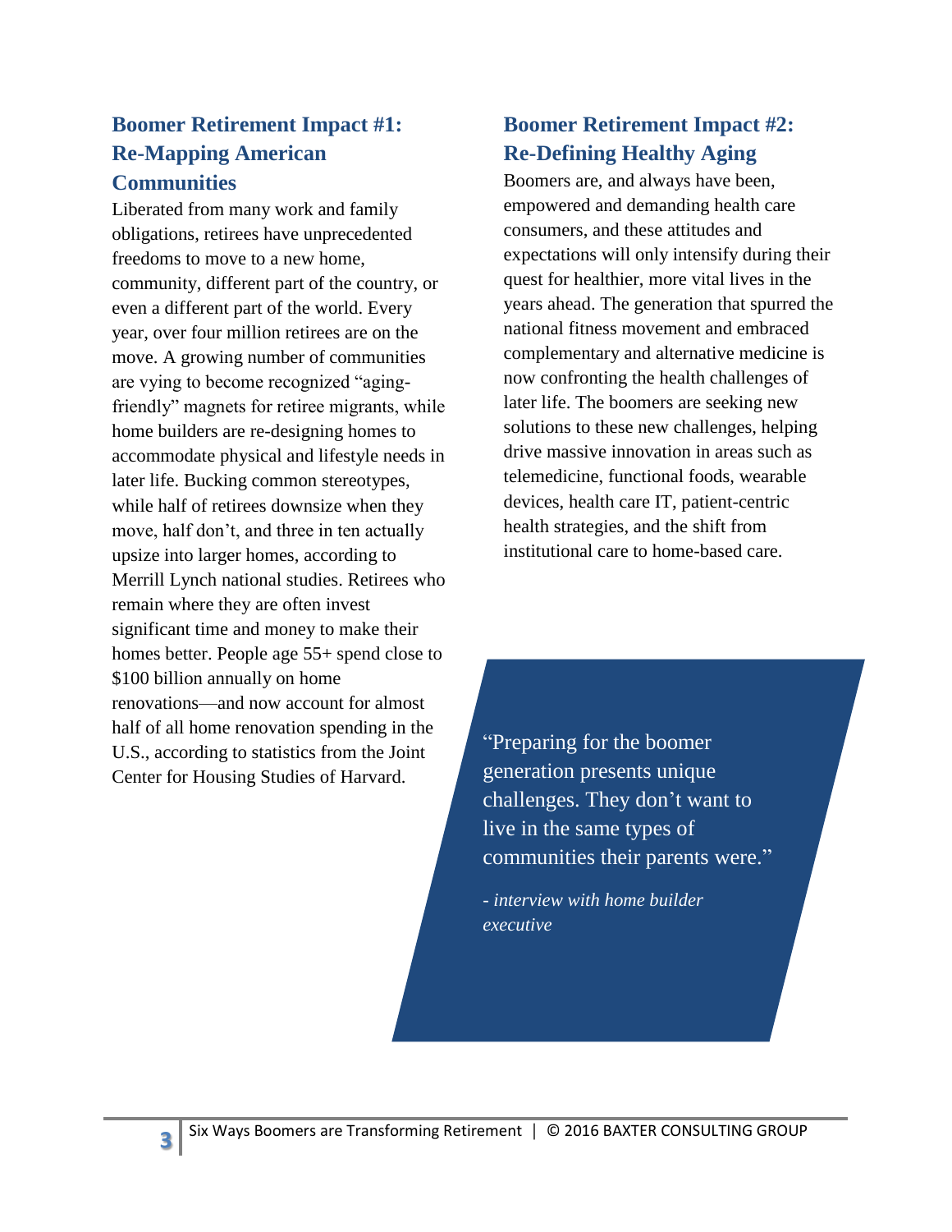## Boomer Retirement Impact #1: Re-Mapping American Communities

Liberated from many work and family obligations, retirees have unprecedented freedoms to move to a new home, community, different part of the country, or even a different part of the world. Every year, over four million retirees are on the move. A growing number of communities are vying to become recognized "aging-friendly" magnets for retiree migrants, while home builders are re-designing homes to accommodate physical and lifestyle needs in later life. Bucking common stereotypes, while half of retirees downsize when they move, half don't, and three in ten actually upsize into larger homes, according to Merrill Lynch national studies. Retirees who remain where they are often invest significant time and money to make their homes better. People age 55+ spend close to $100 billion annually on home renovations—and now account for almost half of all home renovation spending in the U.S., according to statistics from the Joint Center for Housing Studies of Harvard.

## Boomer Retirement Impact #2: Re-Defining Healthy Aging

Boomers are, and always have been, empowered and demanding health care consumers, and these attitudes and expectations will only intensify during their quest for healthier, more vital lives in the years ahead. The generation that spurred the national fitness movement and embraced complementary and alternative medicine is now confronting the health challenges of later life. The boomers are seeking new solutions to these new challenges, helping drive massive innovation in areas such as telemedicine, functional foods, wearable devices, health care IT, patient-centric health strategies, and the shift from institutional care to home-based care.

> "Preparing for the boomer generation presents unique challenges. They don't want to live in the same types of communities their parents were."
>
> *- interview with home builder executive*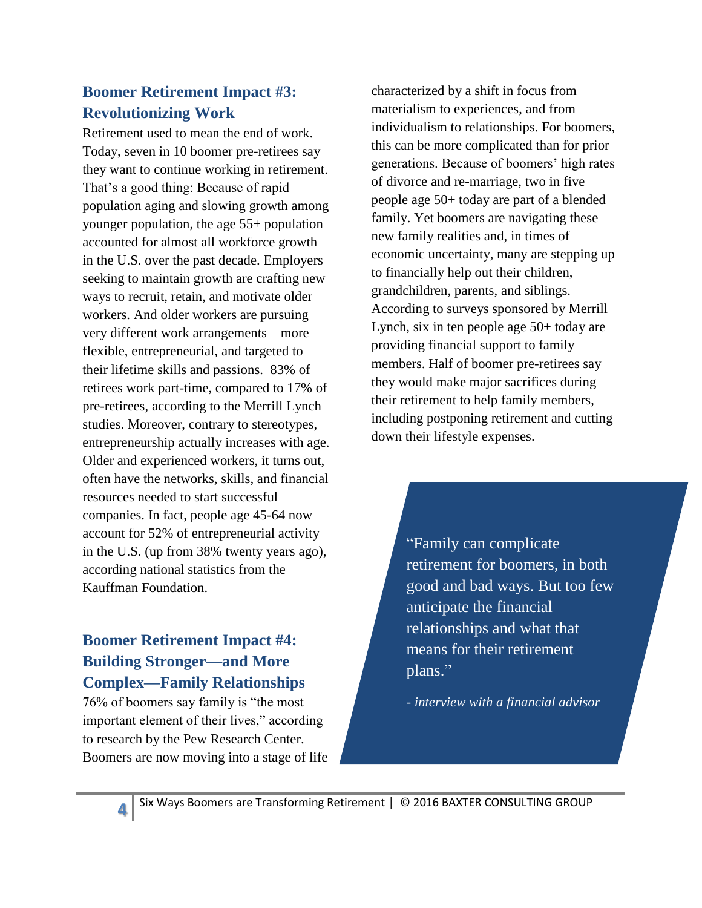## Boomer Retirement Impact #3: Revolutionizing Work

Retirement used to mean the end of work. Today, seven in 10 boomer pre-retirees say they want to continue working in retirement. That's a good thing: Because of rapid population aging and slowing growth among younger population, the age 55+ population accounted for almost all workforce growth in the U.S. over the past decade. Employers seeking to maintain growth are crafting new ways to recruit, retain, and motivate older workers. And older workers are pursuing very different work arrangements—more flexible, entrepreneurial, and targeted to their lifetime skills and passions. 83% of retirees work part-time, compared to 17% of pre-retirees, according to the Merrill Lynch studies. Moreover, contrary to stereotypes, entrepreneurship actually increases with age. Older and experienced workers, it turns out, often have the networks, skills, and financial resources needed to start successful companies. In fact, people age 45-64 now account for 52% of entrepreneurial activity in the U.S. (up from 38% twenty years ago), according national statistics from the Kauffman Foundation.

## Boomer Retirement Impact #4: Building Stronger—and More Complex—Family Relationships

76% of boomers say family is "the most important element of their lives," according to research by the Pew Research Center. Boomers are now moving into a stage of life characterized by a shift in focus from materialism to experiences, and from individualism to relationships. For boomers, this can be more complicated than for prior generations. Because of boomers' high rates of divorce and re-marriage, two in five people age 50+ today are part of a blended family. Yet boomers are navigating these new family realities and, in times of economic uncertainty, many are stepping up to financially help out their children, grandchildren, parents, and siblings. According to surveys sponsored by Merrill Lynch, six in ten people age 50+ today are providing financial support to family members. Half of boomer pre-retirees say they would make major sacrifices during their retirement to help family members, including postponing retirement and cutting down their lifestyle expenses.

> "Family can complicate retirement for boomers, in both good and bad ways. But too few anticipate the financial relationships and what that means for their retirement plans."
>
> *- interview with a financial advisor*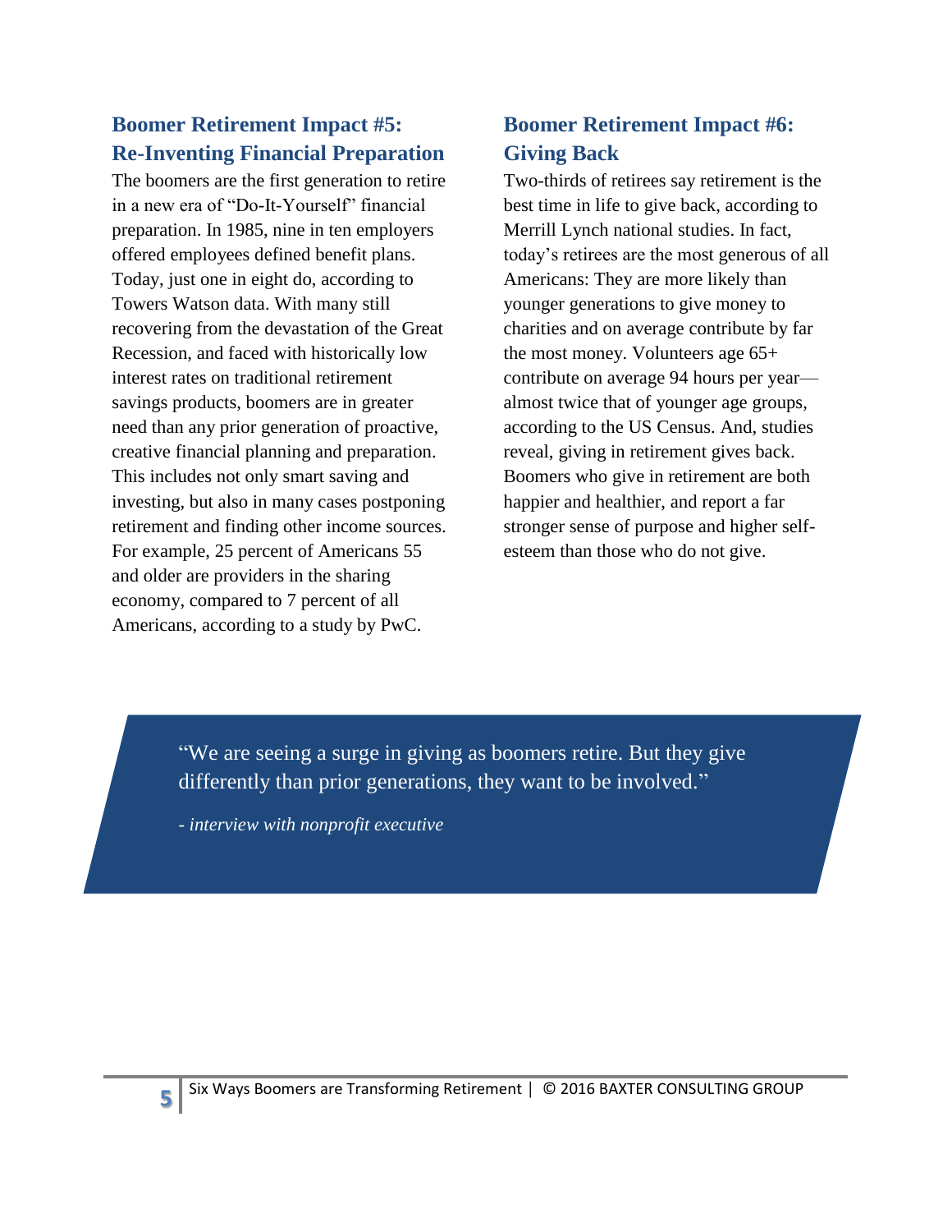## Boomer Retirement Impact #5: Re-Inventing Financial Preparation

The boomers are the first generation to retire in a new era of "Do-It-Yourself" financial preparation. In 1985, nine in ten employers offered employees defined benefit plans. Today, just one in eight do, according to Towers Watson data. With many still recovering from the devastation of the Great Recession, and faced with historically low interest rates on traditional retirement savings products, boomers are in greater need than any prior generation of proactive, creative financial planning and preparation. This includes not only smart saving and investing, but also in many cases postponing retirement and finding other income sources. For example, 25 percent of Americans 55 and older are providers in the sharing economy, compared to 7 percent of all Americans, according to a study by PwC.

## Boomer Retirement Impact #6: Giving Back

Two-thirds of retirees say retirement is the best time in life to give back, according to Merrill Lynch national studies. In fact, today's retirees are the most generous of all Americans: They are more likely than younger generations to give money to charities and on average contribute by far the most money. Volunteers age 65+ contribute on average 94 hours per year—almost twice that of younger age groups, according to the US Census. And, studies reveal, giving in retirement gives back. Boomers who give in retirement are both happier and healthier, and report a far stronger sense of purpose and higher self-esteem than those who do not give.

> "We are seeing a surge in giving as boomers retire. But they give differently than prior generations, they want to be involved."
>
> *- interview with nonprofit executive*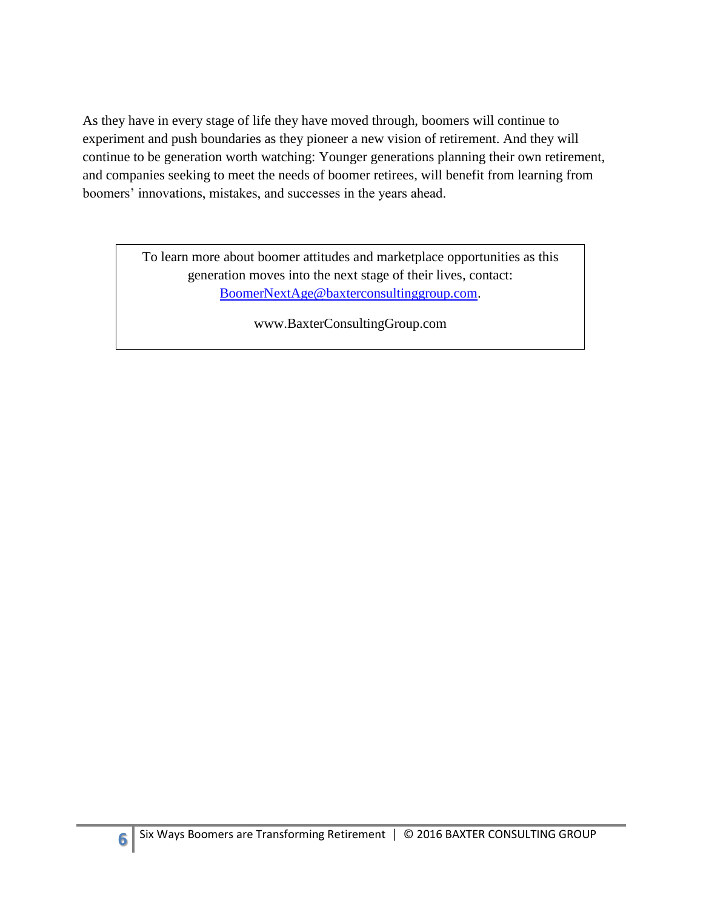As they have in every stage of life they have moved through, boomers will continue to experiment and push boundaries as they pioneer a new vision of retirement. And they will continue to be generation worth watching: Younger generations planning their own retirement, and companies seeking to meet the needs of boomer retirees, will benefit from learning from boomers' innovations, mistakes, and successes in the years ahead.

> To learn more about boomer attitudes and marketplace opportunities as this generation moves into the next stage of their lives, contact: BoomerNextAge@baxterconsultinggroup.com.
>
> www.BaxterConsultingGroup.com